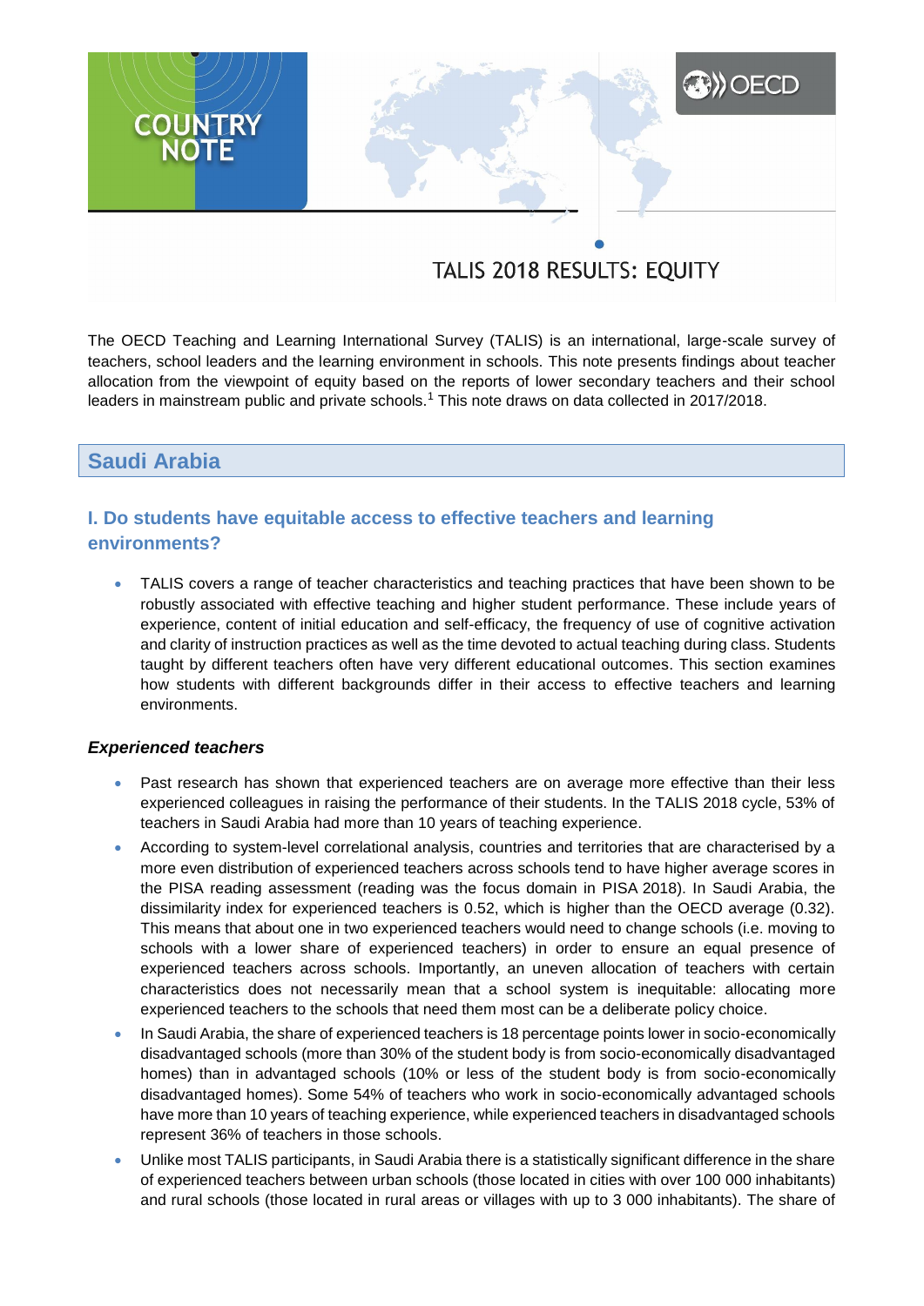COUNTRY NOTE

# TALIS 2018 RESULTS: EQUITY

The OECD Teaching and Learning International Survey (TALIS) is an international, large-scale survey of teachers, school leaders and the learning environment in schools. This note presents findings about teacher allocation from the viewpoint of equity based on the reports of lower secondary teachers and their school leaders in mainstream public and private schools.[1] This note draws on data collected in 2017/2018.

## Saudi Arabia

### I. Do students have equitable access to effective teachers and learning environments?

- TALIS covers a range of teacher characteristics and teaching practices that have been shown to be robustly associated with effective teaching and higher student performance. These include years of experience, content of initial education and self-efficacy, the frequency of use of cognitive activation and clarity of instruction practices as well as the time devoted to actual teaching during class. Students taught by different teachers often have very different educational outcomes. This section examines how students with different backgrounds differ in their access to effective teachers and learning environments.

#### *Experienced teachers*

- Past research has shown that experienced teachers are on average more effective than their less experienced colleagues in raising the performance of their students. In the TALIS 2018 cycle, 53% of teachers in Saudi Arabia had more than 10 years of teaching experience.
- According to system-level correlational analysis, countries and territories that are characterised by a more even distribution of experienced teachers across schools tend to have higher average scores in the PISA reading assessment (reading was the focus domain in PISA 2018). In Saudi Arabia, the dissimilarity index for experienced teachers is 0.52, which is higher than the OECD average (0.32). This means that about one in two experienced teachers would need to change schools (i.e. moving to schools with a lower share of experienced teachers) in order to ensure an equal presence of experienced teachers across schools. Importantly, an uneven allocation of teachers with certain characteristics does not necessarily mean that a school system is inequitable: allocating more experienced teachers to the schools that need them most can be a deliberate policy choice.
- In Saudi Arabia, the share of experienced teachers is 18 percentage points lower in socio-economically disadvantaged schools (more than 30% of the student body is from socio-economically disadvantaged homes) than in advantaged schools (10% or less of the student body is from socio-economically disadvantaged homes). Some 54% of teachers who work in socio-economically advantaged schools have more than 10 years of teaching experience, while experienced teachers in disadvantaged schools represent 36% of teachers in those schools.
- Unlike most TALIS participants, in Saudi Arabia there is a statistically significant difference in the share of experienced teachers between urban schools (those located in cities with over 100 000 inhabitants) and rural schools (those located in rural areas or villages with up to 3 000 inhabitants). The share of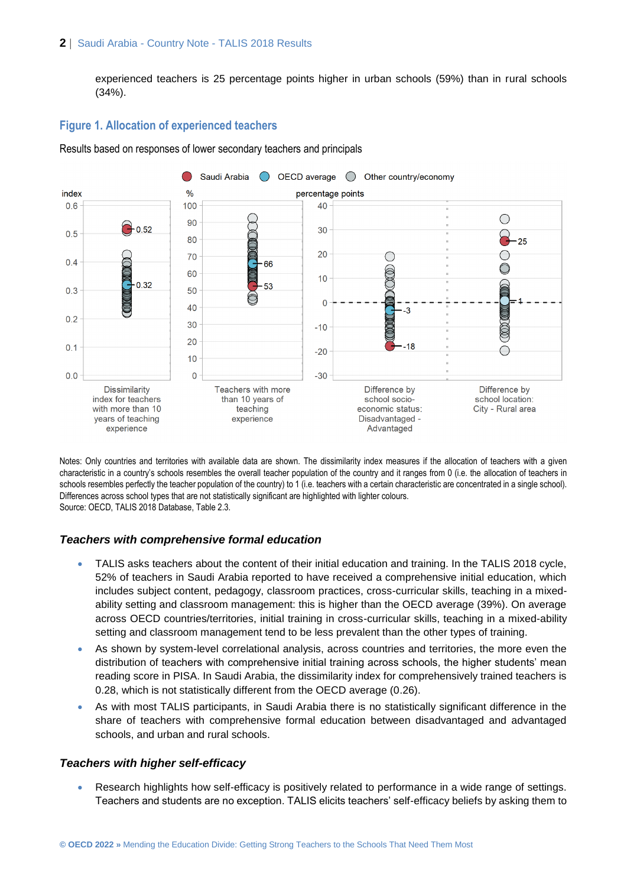experienced teachers is 25 percentage points higher in urban schools (59%) than in rural schools (34%).

## Figure 1. Allocation of experienced teachers

Results based on responses of lower secondary teachers and principals

Notes: Only countries and territories with available data are shown. The dissimilarity index measures if the allocation of teachers with a given characteristic in a country's schools resembles the overall teacher population of the country and it ranges from 0 (i.e. the allocation of teachers in schools resembles perfectly the teacher population of the country) to 1 (i.e. teachers with a certain characteristic are concentrated in a single school). Differences across school types that are not statistically significant are highlighted with lighter colours.
Source: OECD, TALIS 2018 Database, Table 2.3.

### *Teachers with comprehensive formal education*

- TALIS asks teachers about the content of their initial education and training. In the TALIS 2018 cycle, 52% of teachers in Saudi Arabia reported to have received a comprehensive initial education, which includes subject content, pedagogy, classroom practices, cross-curricular skills, teaching in a mixed-ability setting and classroom management: this is higher than the OECD average (39%). On average across OECD countries/territories, initial training in cross-curricular skills, teaching in a mixed-ability setting and classroom management tend to be less prevalent than the other types of training.
- As shown by system-level correlational analysis, across countries and territories, the more even the distribution of teachers with comprehensive initial training across schools, the higher students' mean reading score in PISA. In Saudi Arabia, the dissimilarity index for comprehensively trained teachers is 0.28, which is not statistically different from the OECD average (0.26).
- As with most TALIS participants, in Saudi Arabia there is no statistically significant difference in the share of teachers with comprehensive formal education between disadvantaged and advantaged schools, and urban and rural schools.

### *Teachers with higher self-efficacy*

- Research highlights how self-efficacy is positively related to performance in a wide range of settings. Teachers and students are no exception. TALIS elicits teachers' self-efficacy beliefs by asking them to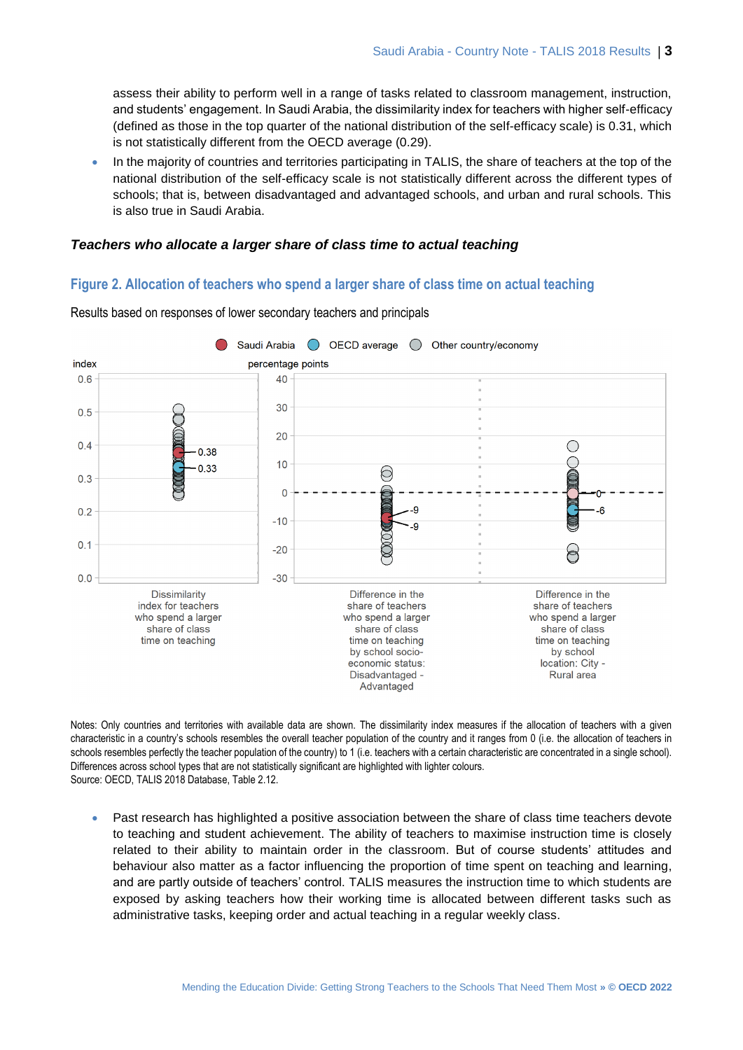assess their ability to perform well in a range of tasks related to classroom management, instruction, and students' engagement. In Saudi Arabia, the dissimilarity index for teachers with higher self-efficacy (defined as those in the top quarter of the national distribution of the self-efficacy scale) is 0.31, which is not statistically different from the OECD average (0.29).

- In the majority of countries and territories participating in TALIS, the share of teachers at the top of the national distribution of the self-efficacy scale is not statistically different across the different types of schools; that is, between disadvantaged and advantaged schools, and urban and rural schools. This is also true in Saudi Arabia.

### *Teachers who allocate a larger share of class time to actual teaching*

## Figure 2. Allocation of teachers who spend a larger share of class time on actual teaching

Results based on responses of lower secondary teachers and principals

Notes: Only countries and territories with available data are shown. The dissimilarity index measures if the allocation of teachers with a given characteristic in a country's schools resembles the overall teacher population of the country and it ranges from 0 (i.e. the allocation of teachers in schools resembles perfectly the teacher population of the country) to 1 (i.e. teachers with a certain characteristic are concentrated in a single school). Differences across school types that are not statistically significant are highlighted with lighter colours.
Source: OECD, TALIS 2018 Database, Table 2.12.

- Past research has highlighted a positive association between the share of class time teachers devote to teaching and student achievement. The ability of teachers to maximise instruction time is closely related to their ability to maintain order in the classroom. But of course students' attitudes and behaviour also matter as a factor influencing the proportion of time spent on teaching and learning, and are partly outside of teachers' control. TALIS measures the instruction time to which students are exposed by asking teachers how their working time is allocated between different tasks such as administrative tasks, keeping order and actual teaching in a regular weekly class.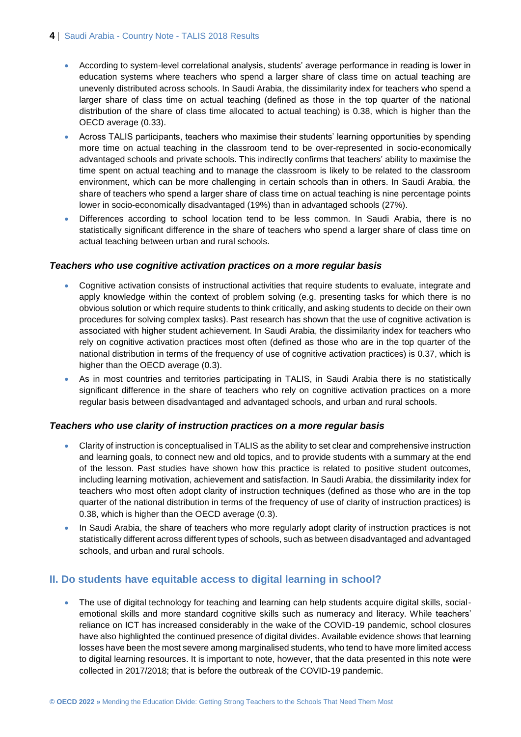- According to system-level correlational analysis, students' average performance in reading is lower in education systems where teachers who spend a larger share of class time on actual teaching are unevenly distributed across schools. In Saudi Arabia, the dissimilarity index for teachers who spend a larger share of class time on actual teaching (defined as those in the top quarter of the national distribution of the share of class time allocated to actual teaching) is 0.38, which is higher than the OECD average (0.33).
- Across TALIS participants, teachers who maximise their students' learning opportunities by spending more time on actual teaching in the classroom tend to be over-represented in socio-economically advantaged schools and private schools. This indirectly confirms that teachers' ability to maximise the time spent on actual teaching and to manage the classroom is likely to be related to the classroom environment, which can be more challenging in certain schools than in others. In Saudi Arabia, the share of teachers who spend a larger share of class time on actual teaching is nine percentage points lower in socio-economically disadvantaged (19%) than in advantaged schools (27%).
- Differences according to school location tend to be less common. In Saudi Arabia, there is no statistically significant difference in the share of teachers who spend a larger share of class time on actual teaching between urban and rural schools.

### *Teachers who use cognitive activation practices on a more regular basis*

- Cognitive activation consists of instructional activities that require students to evaluate, integrate and apply knowledge within the context of problem solving (e.g. presenting tasks for which there is no obvious solution or which require students to think critically, and asking students to decide on their own procedures for solving complex tasks). Past research has shown that the use of cognitive activation is associated with higher student achievement. In Saudi Arabia, the dissimilarity index for teachers who rely on cognitive activation practices most often (defined as those who are in the top quarter of the national distribution in terms of the frequency of use of cognitive activation practices) is 0.37, which is higher than the OECD average (0.3).
- As in most countries and territories participating in TALIS, in Saudi Arabia there is no statistically significant difference in the share of teachers who rely on cognitive activation practices on a more regular basis between disadvantaged and advantaged schools, and urban and rural schools.

### *Teachers who use clarity of instruction practices on a more regular basis*

- Clarity of instruction is conceptualised in TALIS as the ability to set clear and comprehensive instruction and learning goals, to connect new and old topics, and to provide students with a summary at the end of the lesson. Past studies have shown how this practice is related to positive student outcomes, including learning motivation, achievement and satisfaction. In Saudi Arabia, the dissimilarity index for teachers who most often adopt clarity of instruction techniques (defined as those who are in the top quarter of the national distribution in terms of the frequency of use of clarity of instruction practices) is 0.38, which is higher than the OECD average (0.3).
- In Saudi Arabia, the share of teachers who more regularly adopt clarity of instruction practices is not statistically different across different types of schools, such as between disadvantaged and advantaged schools, and urban and rural schools.

## II. Do students have equitable access to digital learning in school?

- The use of digital technology for teaching and learning can help students acquire digital skills, social-emotional skills and more standard cognitive skills such as numeracy and literacy. While teachers' reliance on ICT has increased considerably in the wake of the COVID-19 pandemic, school closures have also highlighted the continued presence of digital divides. Available evidence shows that learning losses have been the most severe among marginalised students, who tend to have more limited access to digital learning resources. It is important to note, however, that the data presented in this note were collected in 2017/2018; that is before the outbreak of the COVID-19 pandemic.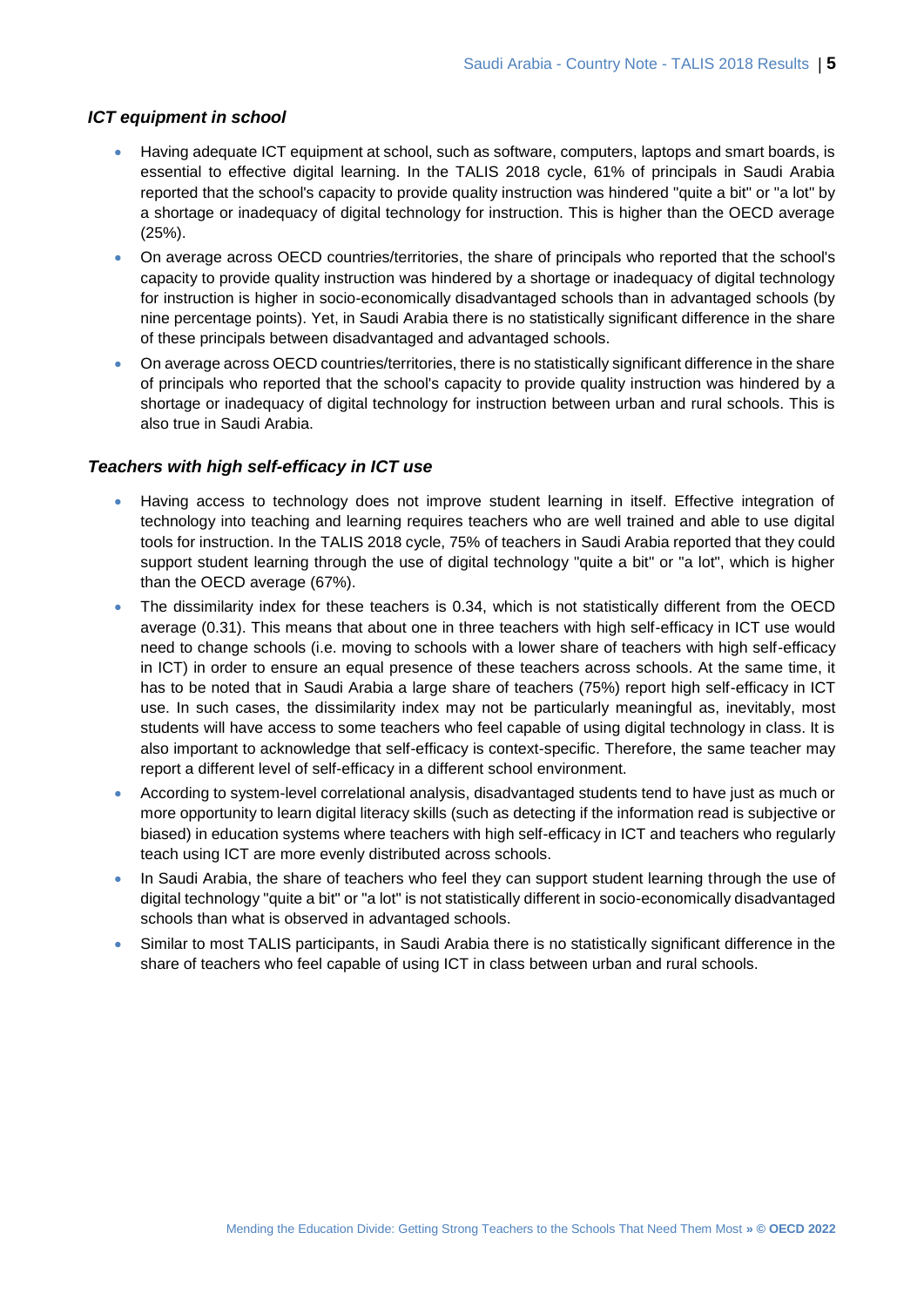### *ICT equipment in school*

- Having adequate ICT equipment at school, such as software, computers, laptops and smart boards, is essential to effective digital learning. In the TALIS 2018 cycle, 61% of principals in Saudi Arabia reported that the school's capacity to provide quality instruction was hindered "quite a bit" or "a lot" by a shortage or inadequacy of digital technology for instruction. This is higher than the OECD average (25%).
- On average across OECD countries/territories, the share of principals who reported that the school's capacity to provide quality instruction was hindered by a shortage or inadequacy of digital technology for instruction is higher in socio-economically disadvantaged schools than in advantaged schools (by nine percentage points). Yet, in Saudi Arabia there is no statistically significant difference in the share of these principals between disadvantaged and advantaged schools.
- On average across OECD countries/territories, there is no statistically significant difference in the share of principals who reported that the school's capacity to provide quality instruction was hindered by a shortage or inadequacy of digital technology for instruction between urban and rural schools. This is also true in Saudi Arabia.

### *Teachers with high self-efficacy in ICT use*

- Having access to technology does not improve student learning in itself. Effective integration of technology into teaching and learning requires teachers who are well trained and able to use digital tools for instruction. In the TALIS 2018 cycle, 75% of teachers in Saudi Arabia reported that they could support student learning through the use of digital technology "quite a bit" or "a lot", which is higher than the OECD average (67%).
- The dissimilarity index for these teachers is 0.34, which is not statistically different from the OECD average (0.31). This means that about one in three teachers with high self-efficacy in ICT use would need to change schools (i.e. moving to schools with a lower share of teachers with high self-efficacy in ICT) in order to ensure an equal presence of these teachers across schools. At the same time, it has to be noted that in Saudi Arabia a large share of teachers (75%) report high self-efficacy in ICT use. In such cases, the dissimilarity index may not be particularly meaningful as, inevitably, most students will have access to some teachers who feel capable of using digital technology in class. It is also important to acknowledge that self-efficacy is context-specific. Therefore, the same teacher may report a different level of self-efficacy in a different school environment.
- According to system-level correlational analysis, disadvantaged students tend to have just as much or more opportunity to learn digital literacy skills (such as detecting if the information read is subjective or biased) in education systems where teachers with high self-efficacy in ICT and teachers who regularly teach using ICT are more evenly distributed across schools.
- In Saudi Arabia, the share of teachers who feel they can support student learning through the use of digital technology "quite a bit" or "a lot" is not statistically different in socio-economically disadvantaged schools than what is observed in advantaged schools.
- Similar to most TALIS participants, in Saudi Arabia there is no statistically significant difference in the share of teachers who feel capable of using ICT in class between urban and rural schools.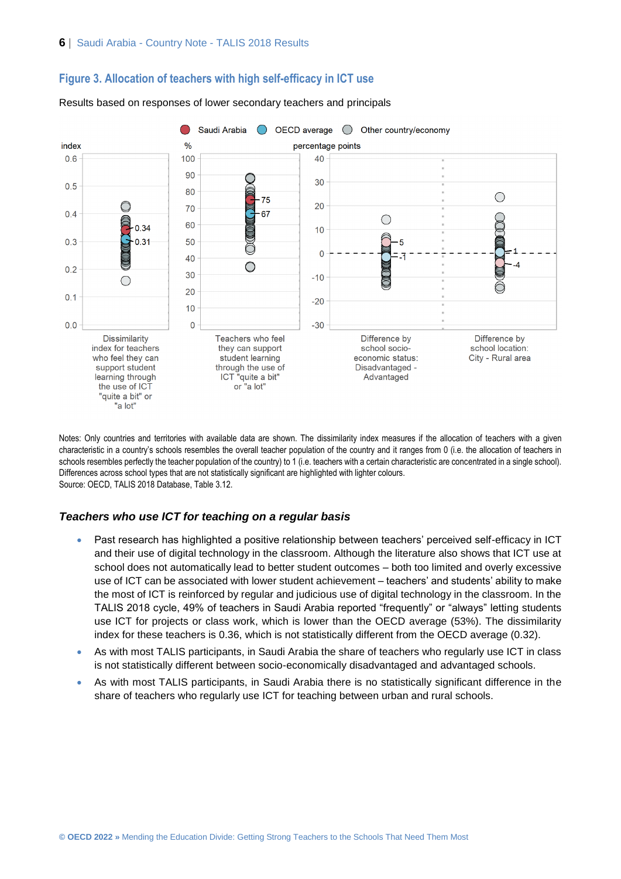## Figure 3. Allocation of teachers with high self-efficacy in ICT use

Results based on responses of lower secondary teachers and principals

Saudi Arabia | OECD average | Other country/economy

| Indicator | Saudi Arabia | OECD average |
| --- | --- | --- |
| Dissimilarity index for teachers who feel they can support student learning through the use of ICT "quite a bit" or "a lot" (index) | 0.34 | 0.31 |
| Teachers who feel they can support student learning through the use of ICT "quite a bit" or "a lot" (%) | 75 | 67 |
| Difference by school socio-economic status: Disadvantaged - Advantaged (percentage points) | 5 | -1 |
| Difference by school location: City - Rural area (percentage points) | -4 | 1 |

Notes: Only countries and territories with available data are shown. The dissimilarity index measures if the allocation of teachers with a given characteristic in a country's schools resembles the overall teacher population of the country and it ranges from 0 (i.e. the allocation of teachers in schools resembles perfectly the teacher population of the country) to 1 (i.e. teachers with a certain characteristic are concentrated in a single school). Differences across school types that are not statistically significant are highlighted with lighter colours.
Source: OECD, TALIS 2018 Database, Table 3.12.

### *Teachers who use ICT for teaching on a regular basis*

- Past research has highlighted a positive relationship between teachers' perceived self-efficacy in ICT and their use of digital technology in the classroom. Although the literature also shows that ICT use at school does not automatically lead to better student outcomes – both too limited and overly excessive use of ICT can be associated with lower student achievement – teachers' and students' ability to make the most of ICT is reinforced by regular and judicious use of digital technology in the classroom. In the TALIS 2018 cycle, 49% of teachers in Saudi Arabia reported "frequently" or "always" letting students use ICT for projects or class work, which is lower than the OECD average (53%). The dissimilarity index for these teachers is 0.36, which is not statistically different from the OECD average (0.32).
- As with most TALIS participants, in Saudi Arabia the share of teachers who regularly use ICT in class is not statistically different between socio-economically disadvantaged and advantaged schools.
- As with most TALIS participants, in Saudi Arabia there is no statistically significant difference in the share of teachers who regularly use ICT for teaching between urban and rural schools.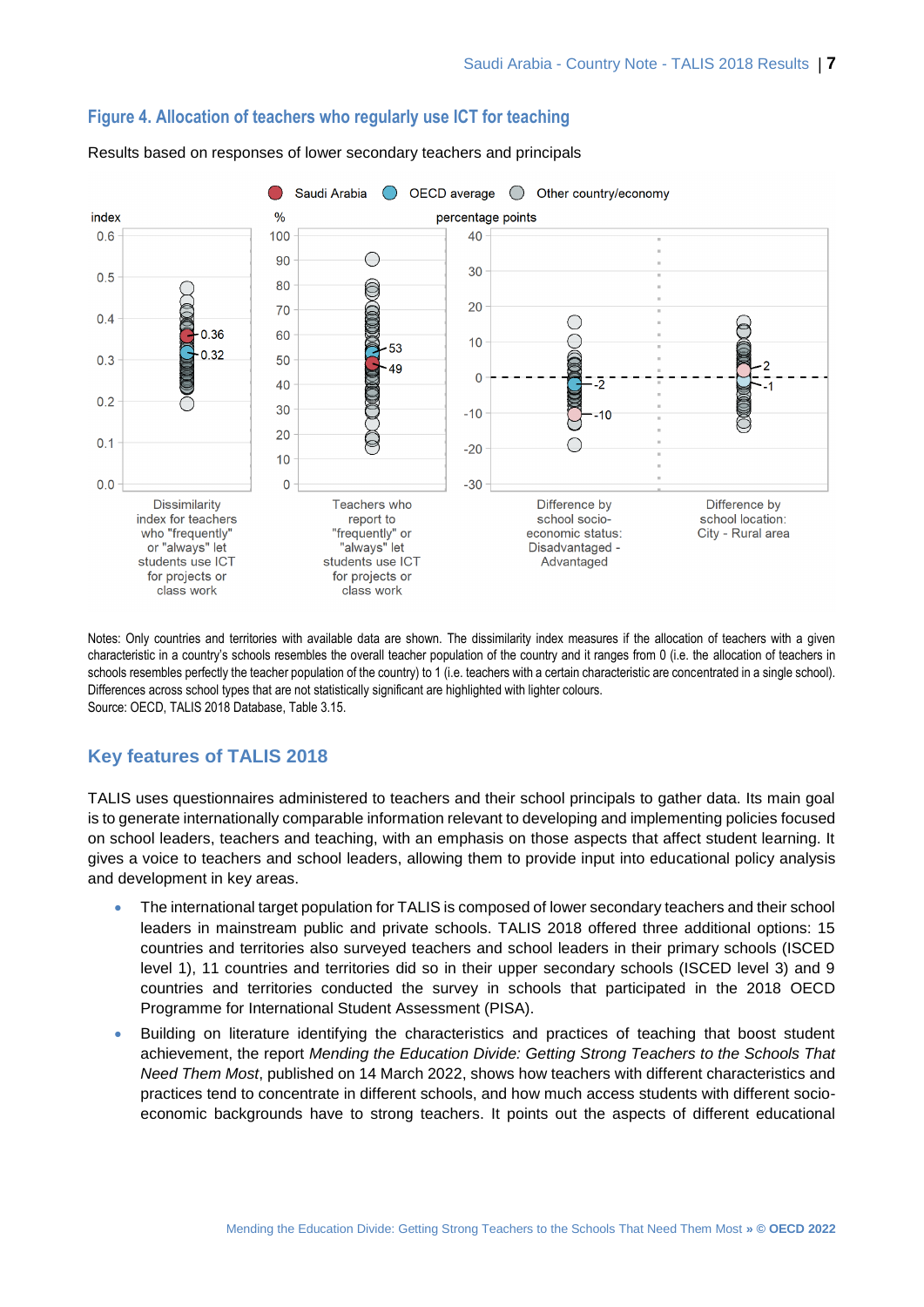### Figure 4. Allocation of teachers who regularly use ICT for teaching

Results based on responses of lower secondary teachers and principals

Saudi Arabia | OECD average | Other country/economy

Dissimilarity index for teachers who "frequently" or "always" let students use ICT for projects or class work: Saudi Arabia 0.36; OECD average 0.32

Teachers who report to "frequently" or "always" let students use ICT for projects or class work (%): OECD average 53; Saudi Arabia 49

Difference by school socio-economic status: Disadvantaged - Advantaged (percentage points): OECD average -2; Saudi Arabia -10

Difference by school location: City - Rural area (percentage points): Saudi Arabia 2; OECD average -1

Notes: Only countries and territories with available data are shown. The dissimilarity index measures if the allocation of teachers with a given characteristic in a country's schools resembles the overall teacher population of the country and it ranges from 0 (i.e. the allocation of teachers in schools resembles perfectly the teacher population of the country) to 1 (i.e. teachers with a certain characteristic are concentrated in a single school). Differences across school types that are not statistically significant are highlighted with lighter colours.
Source: OECD, TALIS 2018 Database, Table 3.15.

## Key features of TALIS 2018

TALIS uses questionnaires administered to teachers and their school principals to gather data. Its main goal is to generate internationally comparable information relevant to developing and implementing policies focused on school leaders, teachers and teaching, with an emphasis on those aspects that affect student learning. It gives a voice to teachers and school leaders, allowing them to provide input into educational policy analysis and development in key areas.

- The international target population for TALIS is composed of lower secondary teachers and their school leaders in mainstream public and private schools. TALIS 2018 offered three additional options: 15 countries and territories also surveyed teachers and school leaders in their primary schools (ISCED level 1), 11 countries and territories did so in their upper secondary schools (ISCED level 3) and 9 countries and territories conducted the survey in schools that participated in the 2018 OECD Programme for International Student Assessment (PISA).
- Building on literature identifying the characteristics and practices of teaching that boost student achievement, the report *Mending the Education Divide: Getting Strong Teachers to the Schools That Need Them Most*, published on 14 March 2022, shows how teachers with different characteristics and practices tend to concentrate in different schools, and how much access students with different socio-economic backgrounds have to strong teachers. It points out the aspects of different educational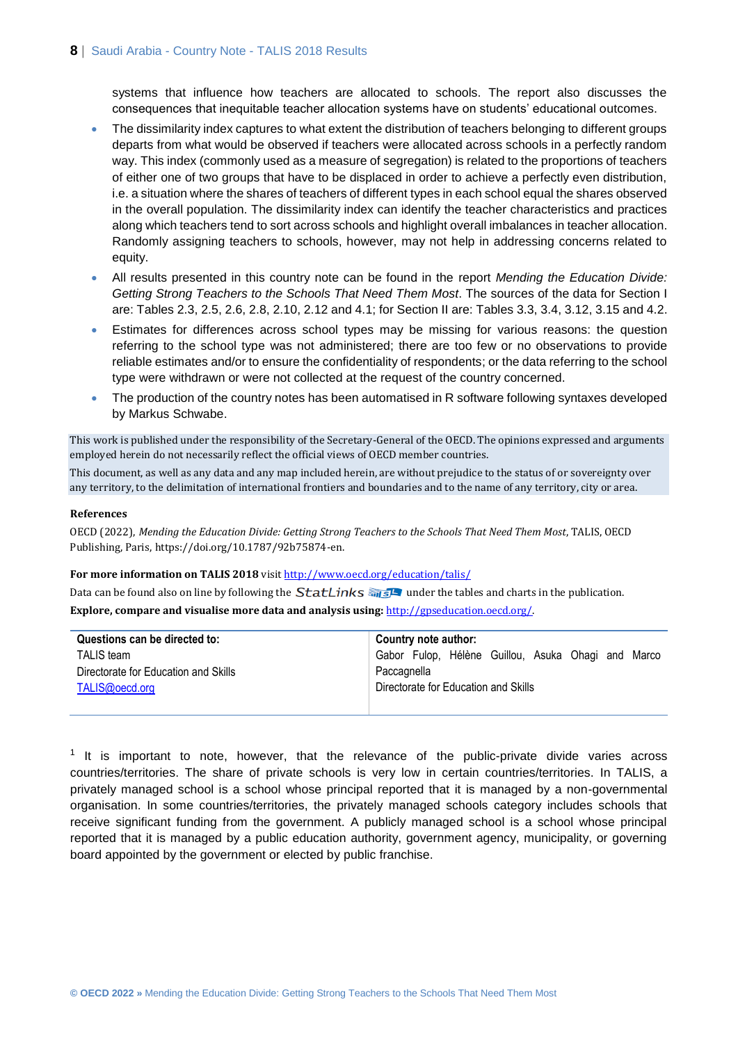systems that influence how teachers are allocated to schools. The report also discusses the consequences that inequitable teacher allocation systems have on students' educational outcomes.

- The dissimilarity index captures to what extent the distribution of teachers belonging to different groups departs from what would be observed if teachers were allocated across schools in a perfectly random way. This index (commonly used as a measure of segregation) is related to the proportions of teachers of either one of two groups that have to be displaced in order to achieve a perfectly even distribution, i.e. a situation where the shares of teachers of different types in each school equal the shares observed in the overall population. The dissimilarity index can identify the teacher characteristics and practices along which teachers tend to sort across schools and highlight overall imbalances in teacher allocation. Randomly assigning teachers to schools, however, may not help in addressing concerns related to equity.
- All results presented in this country note can be found in the report *Mending the Education Divide: Getting Strong Teachers to the Schools That Need Them Most*. The sources of the data for Section I are: Tables 2.3, 2.5, 2.6, 2.8, 2.10, 2.12 and 4.1; for Section II are: Tables 3.3, 3.4, 3.12, 3.15 and 4.2.
- Estimates for differences across school types may be missing for various reasons: the question referring to the school type was not administered; there are too few or no observations to provide reliable estimates and/or to ensure the confidentiality of respondents; or the data referring to the school type were withdrawn or were not collected at the request of the country concerned.
- The production of the country notes has been automatised in R software following syntaxes developed by Markus Schwabe.

This work is published under the responsibility of the Secretary-General of the OECD. The opinions expressed and arguments employed herein do not necessarily reflect the official views of OECD member countries.

This document, as well as any data and any map included herein, are without prejudice to the status of or sovereignty over any territory, to the delimitation of international frontiers and boundaries and to the name of any territory, city or area.

**References**

OECD (2022), *Mending the Education Divide: Getting Strong Teachers to the Schools That Need Them Most*, TALIS, OECD Publishing, Paris, https://doi.org/10.1787/92b75874-en.

**For more information on TALIS 2018** visit http://www.oecd.org/education/talis/

Data can be found also on line by following the StatLinks under the tables and charts in the publication.

**Explore, compare and visualise more data and analysis using:** http://gpseducation.oecd.org/.

| **Questions can be directed to:** | **Country note author:** |
|---|---|
| TALIS team<br>Directorate for Education and Skills<br>TALIS@oecd.org | Gabor Fulop, Hélène Guillou, Asuka Ohagi and Marco Paccagnella<br>Directorate for Education and Skills |

[1] It is important to note, however, that the relevance of the public-private divide varies across countries/territories. The share of private schools is very low in certain countries/territories. In TALIS, a privately managed school is a school whose principal reported that it is managed by a non-governmental organisation. In some countries/territories, the privately managed schools category includes schools that receive significant funding from the government. A publicly managed school is a school whose principal reported that it is managed by a public education authority, government agency, municipality, or governing board appointed by the government or elected by public franchise.